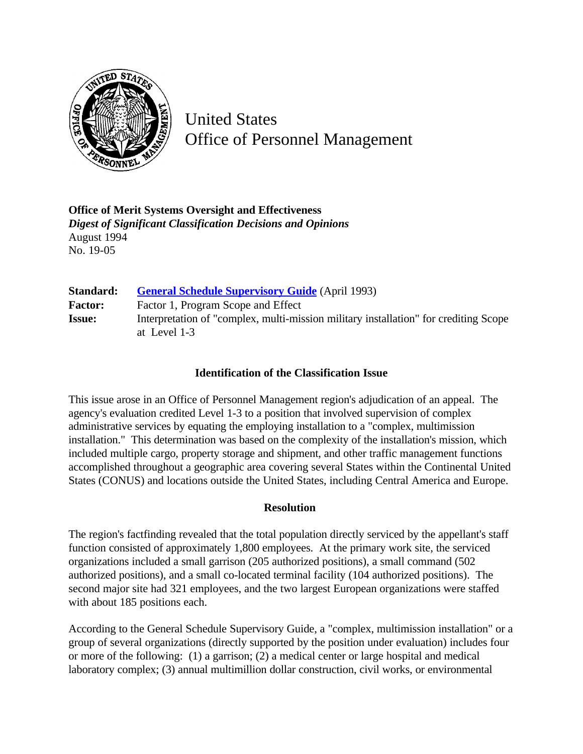United States
Office of Personnel Management

**Office of Merit Systems Oversight and Effectiveness**
***Digest of Significant Classification Decisions and Opinions***
August 1994
No. 19-05

| | |
|---|---|
| **Standard:** | **General Schedule Supervisory Guide** (April 1993) |
| **Factor:** | Factor 1, Program Scope and Effect |
| **Issue:** | Interpretation of "complex, multi-mission military installation" for crediting Scope at Level 1-3 |

### Identification of the Classification Issue

This issue arose in an Office of Personnel Management region's adjudication of an appeal. The agency's evaluation credited Level 1-3 to a position that involved supervision of complex administrative services by equating the employing installation to a "complex, multimission installation." This determination was based on the complexity of the installation's mission, which included multiple cargo, property storage and shipment, and other traffic management functions accomplished throughout a geographic area covering several States within the Continental United States (CONUS) and locations outside the United States, including Central America and Europe.

### Resolution

The region's factfinding revealed that the total population directly serviced by the appellant's staff function consisted of approximately 1,800 employees. At the primary work site, the serviced organizations included a small garrison (205 authorized positions), a small command (502 authorized positions), and a small co-located terminal facility (104 authorized positions). The second major site had 321 employees, and the two largest European organizations were staffed with about 185 positions each.

According to the General Schedule Supervisory Guide, a "complex, multimission installation" or a group of several organizations (directly supported by the position under evaluation) includes four or more of the following: (1) a garrison; (2) a medical center or large hospital and medical laboratory complex; (3) annual multimillion dollar construction, civil works, or environmental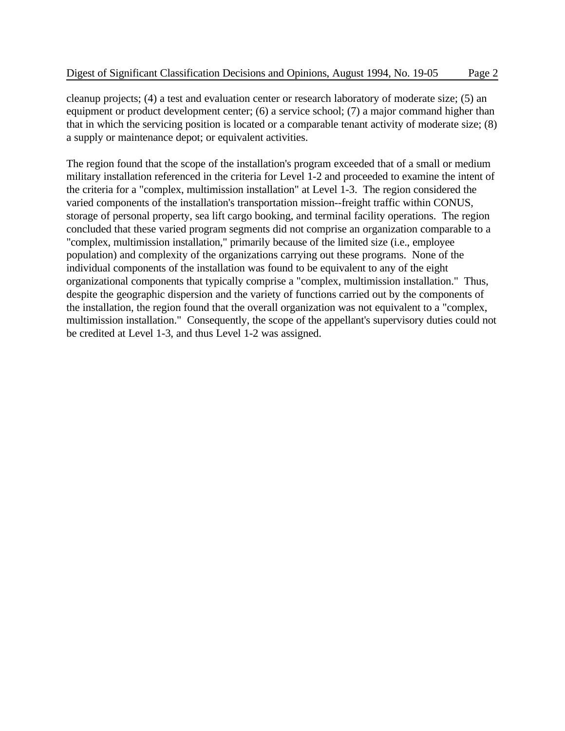cleanup projects; (4) a test and evaluation center or research laboratory of moderate size; (5) an equipment or product development center; (6) a service school; (7) a major command higher than that in which the servicing position is located or a comparable tenant activity of moderate size; (8) a supply or maintenance depot; or equivalent activities.

The region found that the scope of the installation's program exceeded that of a small or medium military installation referenced in the criteria for Level 1-2 and proceeded to examine the intent of the criteria for a "complex, multimission installation" at Level 1-3. The region considered the varied components of the installation's transportation mission--freight traffic within CONUS, storage of personal property, sea lift cargo booking, and terminal facility operations. The region concluded that these varied program segments did not comprise an organization comparable to a "complex, multimission installation," primarily because of the limited size (i.e., employee population) and complexity of the organizations carrying out these programs. None of the individual components of the installation was found to be equivalent to any of the eight organizational components that typically comprise a "complex, multimission installation." Thus, despite the geographic dispersion and the variety of functions carried out by the components of the installation, the region found that the overall organization was not equivalent to a "complex, multimission installation." Consequently, the scope of the appellant's supervisory duties could not be credited at Level 1-3, and thus Level 1-2 was assigned.